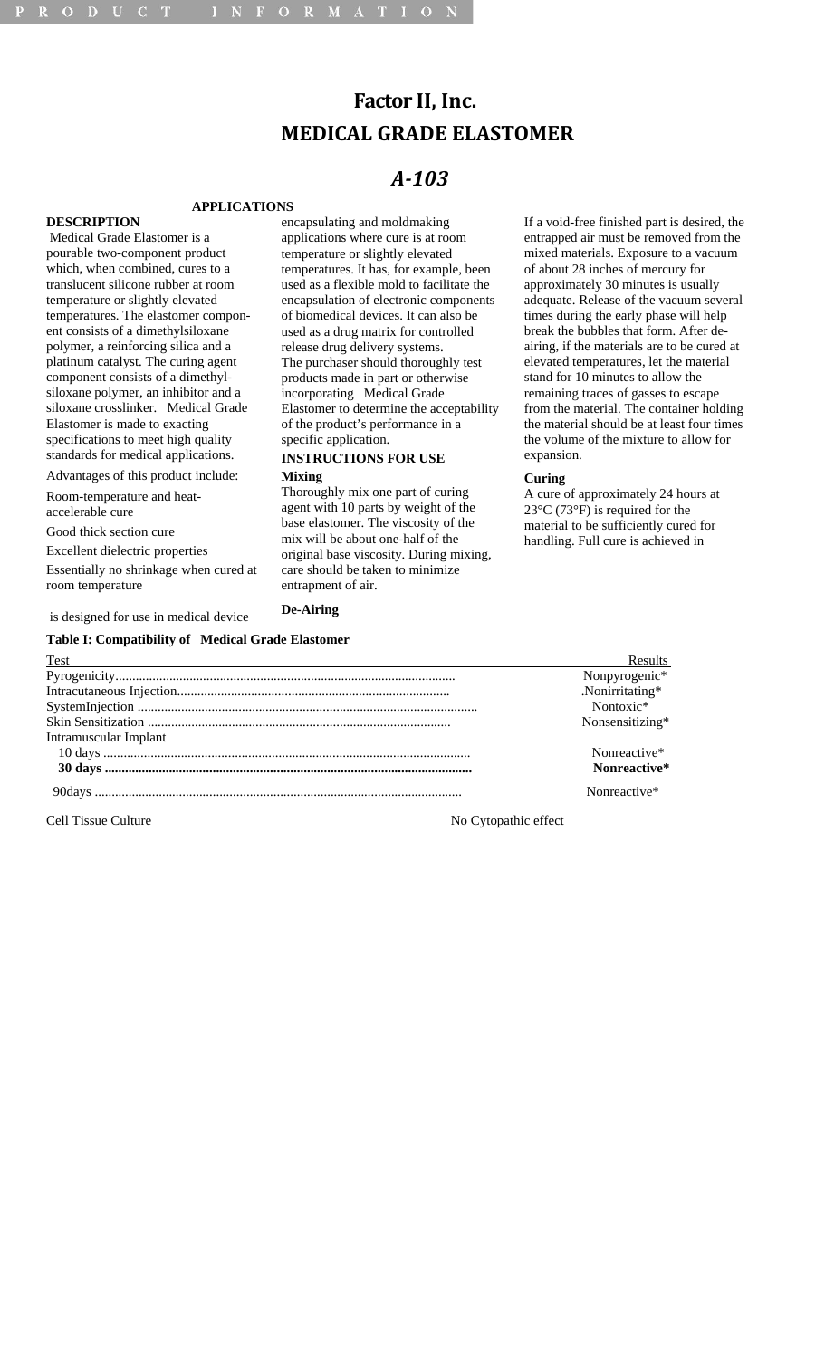# Factor II, Inc.
# MEDICAL GRADE ELASTOMER

## *A-103*

### DESCRIPTION

Medical Grade Elastomer is a pourable two-component product which, when combined, cures to a translucent silicone rubber at room temperature or slightly elevated temperatures. The elastomer component consists of a dimethylsiloxane polymer, a reinforcing silica and a platinum catalyst. The curing agent component consists of a dimethylsiloxane polymer, an inhibitor and a siloxane crosslinker. Medical Grade Elastomer is made to exacting specifications to meet high quality standards for medical applications.

Advantages of this product include:

Room-temperature and heat-accelerable cure

Good thick section cure

Excellent dielectric properties

Essentially no shrinkage when cured at room temperature

### APPLICATIONS

is designed for use in medical device encapsulating and moldmaking applications where cure is at room temperature or slightly elevated temperatures. It has, for example, been used as a flexible mold to facilitate the encapsulation of electronic components of biomedical devices. It can also be used as a drug matrix for controlled release drug delivery systems. The purchaser should thoroughly test products made in part or otherwise incorporating Medical Grade Elastomer to determine the acceptability of the product's performance in a specific application.

### INSTRUCTIONS FOR USE

**Mixing**

Thoroughly mix one part of curing agent with 10 parts by weight of the base elastomer. The viscosity of the mix will be about one-half of the original base viscosity. During mixing, care should be taken to minimize entrapment of air.

**De-Airing**

If a void-free finished part is desired, the entrapped air must be removed from the mixed materials. Exposure to a vacuum of about 28 inches of mercury for approximately 30 minutes is usually adequate. Release of the vacuum several times during the early phase will help break the bubbles that form. After de-airing, if the materials are to be cured at elevated temperatures, let the material stand for 10 minutes to allow the remaining traces of gasses to escape from the material. The container holding the material should be at least four times the volume of the mixture to allow for expansion.

**Curing**

A cure of approximately 24 hours at 23°C (73°F) is required for the material to be sufficiently cured for handling. Full cure is achieved in

**Table I: Compatibility of Medical Grade Elastomer**

| Test | Results |
|---|---|
| Pyrogenicity | Nonpyrogenic* |
| Intracutaneous Injection | .Nonirritating* |
| SystemInjection | Nontoxic* |
| Skin Sensitization | Nonsensitizing* |
| Intramuscular Implant | |
| 10 days | Nonreactive* |
| **30 days** | **Nonreactive*** |
| 90days | Nonreactive* |
| Cell Tissue Culture | No Cytopathic effect |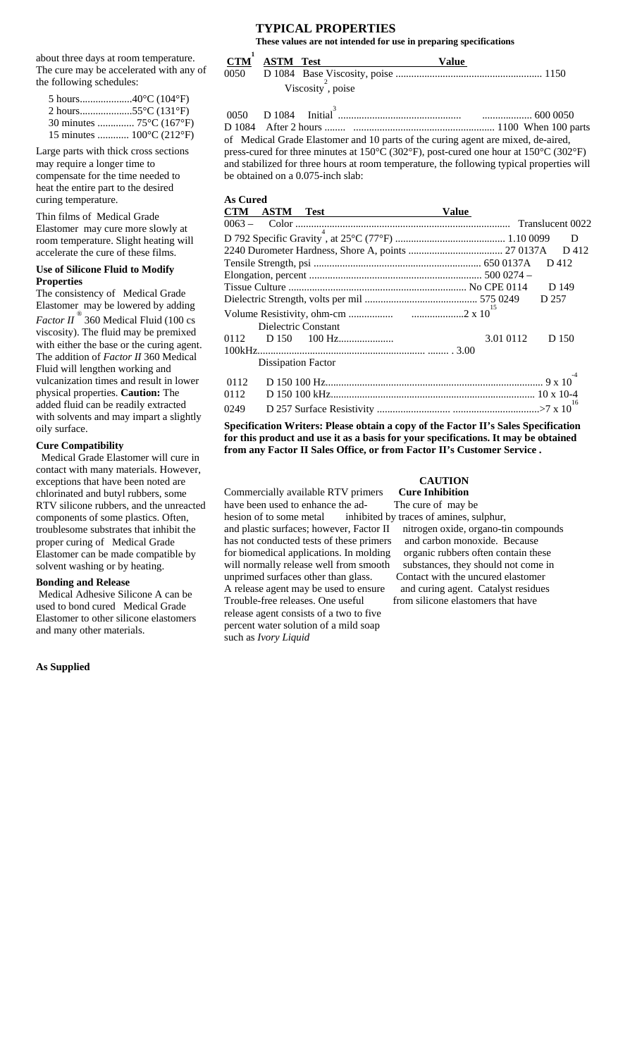about three days at room temperature. The cure may be accelerated with any of the following schedules:

- 5 hours....................40°C (104°F)
- 2 hours....................55°C (131°F)
- 30 minutes .............. 75°C (167°F)
- 15 minutes ............ 100°C (212°F)

Large parts with thick cross sections may require a longer time to compensate for the time needed to heat the entire part to the desired curing temperature.

Thin films of Medical Grade Elastomer may cure more slowly at room temperature. Slight heating will accelerate the cure of these films.

### Use of Silicone Fluid to Modify Properties

The consistency of Medical Grade Elastomer may be lowered by adding *Factor II*® 360 Medical Fluid (100 cs viscosity). The fluid may be premixed with either the base or the curing agent. The addition of *Factor II* 360 Medical Fluid will lengthen working and vulcanization times and result in lower physical properties. **Caution:** The added fluid can be readily extracted with solvents and may impart a slightly oily surface.

### Cure Compatibility

Medical Grade Elastomer will cure in contact with many materials. However, exceptions that have been noted are chlorinated and butyl rubbers, some RTV silicone rubbers, and the unreacted components of some plastics. Often, troublesome substrates that inhibit the proper curing of Medical Grade Elastomer can be made compatible by solvent washing or by heating.

### Bonding and Release

Medical Adhesive Silicone A can be used to bond cured Medical Grade Elastomer to other silicone elastomers and many other materials.

Commercially available RTV primers have been used to enhance the adhesion of to some metal and plastic surfaces; however, Factor II has not conducted tests of these primers for biomedical applications. In molding will normally release well from smooth unprimed surfaces other than glass. A release agent may be used to ensure Trouble-free releases. One useful release agent consists of a two to five percent water solution of a mild soap such as *Ivory Liquid*

## TYPICAL PROPERTIES

**These values are not intended for use in preparing specifications**

**As Supplied**

| CTM[1] | ASTM | Test | Value |
|---|---|---|---|
| 0050 | D 1084 | Base Viscosity, poise | 1150 |
| | | Viscosity[2], poise | |
| 0050 | D 1084 | Initial[3] | 600 |
| 0050 | D 1084 | After 2 hours | 1100 |

When 100 parts of Medical Grade Elastomer and 10 parts of the curing agent are mixed, de-aired, press-cured for three minutes at 150°C (302°F), post-cured one hour at 150°C (302°F) and stabilized for three hours at room temperature, the following typical properties will be obtained on a 0.075-inch slab:

**As Cured**

| CTM | ASTM | Test | Value |
|---|---|---|---|
| 0063 | – | Color | Translucent |
| 0022 | D 792 | Specific Gravity[4], at 25°C (77°F) | 1.10 |
| 0099 | D 2240 | Durometer Hardness, Shore A, points | 27 |
| 0137A | D 412 | Tensile Strength, psi | 650 |
| 0137A | D 412 | Elongation, percent | 500 |
| 0274 | – | Tissue Culture | No CPE |
| 0114 | D 149 | Dielectric Strength, volts per mil | 575 |
| 0249 | D 257 | Volume Resistivity, ohm-cm | $2 \times 10^{15}$ |
| | | Dielectric Constant | |
| 0112 | D 150 | 100 Hz | 3.01 |
| 0112 | D 150 | 100kHz | 3.00 |
| | | Dissipation Factor | |
| 0112 | D 150 | 100 Hz | $9 \times 10^{-4}$ |
| 0112 | D 150 | 100 kHz | 10 x 10-4 |
| 0249 | D 257 | Surface Resistivity | $>7 \times 10^{16}$ |

**Specification Writers: Please obtain a copy of the Factor II's Sales Specification for this product and use it as a basis for your specifications. It may be obtained from any Factor II Sales Office, or from Factor II's Customer Service .**

### CAUTION

**Cure Inhibition**

The cure of may be inhibited by traces of amines, sulphur, nitrogen oxide, organo-tin compounds and carbon monoxide. Because organic rubbers often contain these substances, they should not come in Contact with the uncured elastomer and curing agent. Catalyst residues from silicone elastomers that have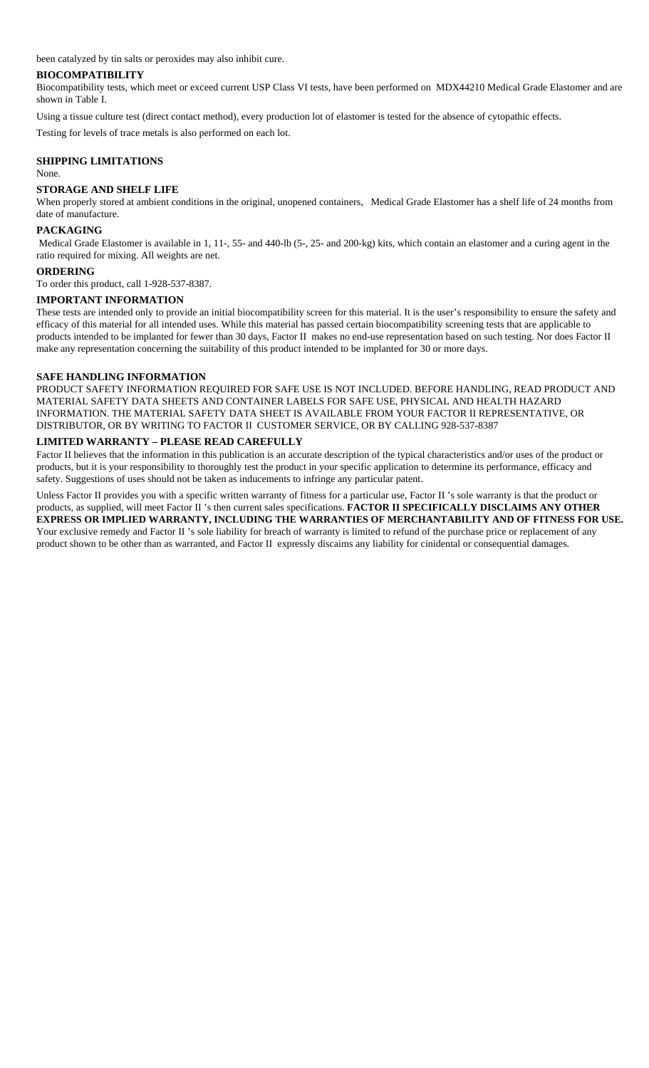been catalyzed by tin salts or peroxides may also inhibit cure.

## BIOCOMPATIBILITY

Biocompatibility tests, which meet or exceed current USP Class VI tests, have been performed on MDX44210 Medical Grade Elastomer and are shown in Table I.

Using a tissue culture test (direct contact method), every production lot of elastomer is tested for the absence of cytopathic effects.

Testing for levels of trace metals is also performed on each lot.

## SHIPPING LIMITATIONS

None.

## STORAGE AND SHELF LIFE

When properly stored at ambient conditions in the original, unopened containers, Medical Grade Elastomer has a shelf life of 24 months from date of manufacture.

## PACKAGING

Medical Grade Elastomer is available in 1, 11-, 55- and 440-lb (5-, 25- and 200-kg) kits, which contain an elastomer and a curing agent in the ratio required for mixing. All weights are net.

## ORDERING

To order this product, call 1-928-537-8387.

## IMPORTANT INFORMATION

These tests are intended only to provide an initial biocompatibility screen for this material. It is the user's responsibility to ensure the safety and efficacy of this material for all intended uses. While this material has passed certain biocompatibility screening tests that are applicable to products intended to be implanted for fewer than 30 days, Factor II makes no end-use representation based on such testing. Nor does Factor II make any representation concerning the suitability of this product intended to be implanted for 30 or more days.

## SAFE HANDLING INFORMATION

PRODUCT SAFETY INFORMATION REQUIRED FOR SAFE USE IS NOT INCLUDED. BEFORE HANDLING, READ PRODUCT AND MATERIAL SAFETY DATA SHEETS AND CONTAINER LABELS FOR SAFE USE, PHYSICAL AND HEALTH HAZARD INFORMATION. THE MATERIAL SAFETY DATA SHEET IS AVAILABLE FROM YOUR FACTOR II REPRESENTATIVE, OR DISTRIBUTOR, OR BY WRITING TO FACTOR II CUSTOMER SERVICE, OR BY CALLING 928-537-8387

## LIMITED WARRANTY – PLEASE READ CAREFULLY

Factor II believes that the information in this publication is an accurate description of the typical characteristics and/or uses of the product or products, but it is your responsibility to thoroughly test the product in your specific application to determine its performance, efficacy and safety. Suggestions of uses should not be taken as inducements to infringe any particular patent.

Unless Factor II provides you with a specific written warranty of fitness for a particular use, Factor II 's sole warranty is that the product or products, as supplied, will meet Factor II 's then current sales specifications. **FACTOR II SPECIFICALLY DISCLAIMS ANY OTHER EXPRESS OR IMPLIED WARRANTY, INCLUDING THE WARRANTIES OF MERCHANTABILITY AND OF FITNESS FOR USE.** Your exclusive remedy and Factor II 's sole liability for breach of warranty is limited to refund of the purchase price or replacement of any product shown to be other than as warranted, and Factor II expressly discaims any liability for cinidental or consequential damages.